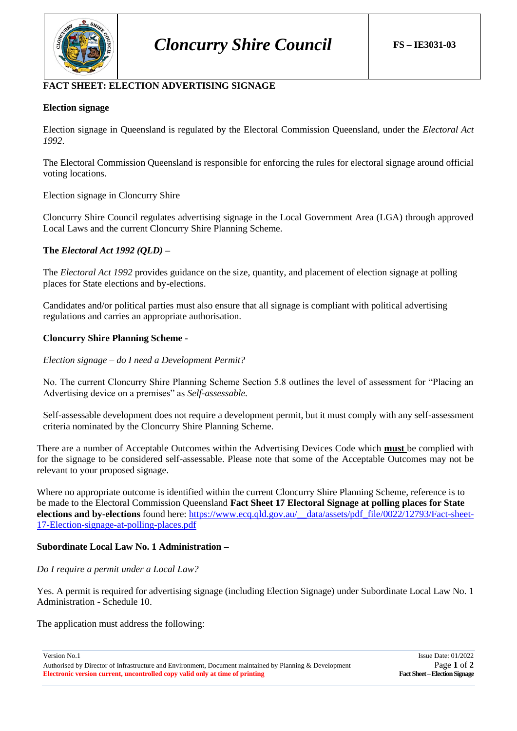# Cloncurry Shire Council

**FS – IE3031-03**

## FACT SHEET: ELECTION ADVERTISING SIGNAGE

### Election signage

Election signage in Queensland is regulated by the Electoral Commission Queensland, under the *Electoral Act 1992*.

The Electoral Commission Queensland is responsible for enforcing the rules for electoral signage around official voting locations.

Election signage in Cloncurry Shire

Cloncurry Shire Council regulates advertising signage in the Local Government Area (LGA) through approved Local Laws and the current Cloncurry Shire Planning Scheme.

### The *Electoral Act 1992 (QLD)* –

The *Electoral Act 1992* provides guidance on the size, quantity, and placement of election signage at polling places for State elections and by-elections.

Candidates and/or political parties must also ensure that all signage is compliant with political advertising regulations and carries an appropriate authorisation.

### Cloncurry Shire Planning Scheme -

*Election signage – do I need a Development Permit?*

No. The current Cloncurry Shire Planning Scheme Section 5.8 outlines the level of assessment for "Placing an Advertising device on a premises" as *Self-assessable.*

Self-assessable development does not require a development permit, but it must comply with any self-assessment criteria nominated by the Cloncurry Shire Planning Scheme.

There are a number of Acceptable Outcomes within the Advertising Devices Code which **must** be complied with for the signage to be considered self-assessable. Please note that some of the Acceptable Outcomes may not be relevant to your proposed signage.

Where no appropriate outcome is identified within the current Cloncurry Shire Planning Scheme, reference is to be made to the Electoral Commission Queensland **Fact Sheet 17 Electoral Signage at polling places for State elections and by-elections** found here: [https://www.ecq.qld.gov.au/__data/assets/pdf_file/0022/12793/Fact-sheet-17-Election-signage-at-polling-places.pdf](https://www.ecq.qld.gov.au/__data/assets/pdf_file/0022/12793/Fact-sheet-17-Election-signage-at-polling-places.pdf)

### Subordinate Local Law No. 1 Administration –

*Do I require a permit under a Local Law?*

Yes. A permit is required for advertising signage (including Election Signage) under Subordinate Local Law No. 1 Administration - Schedule 10.

The application must address the following: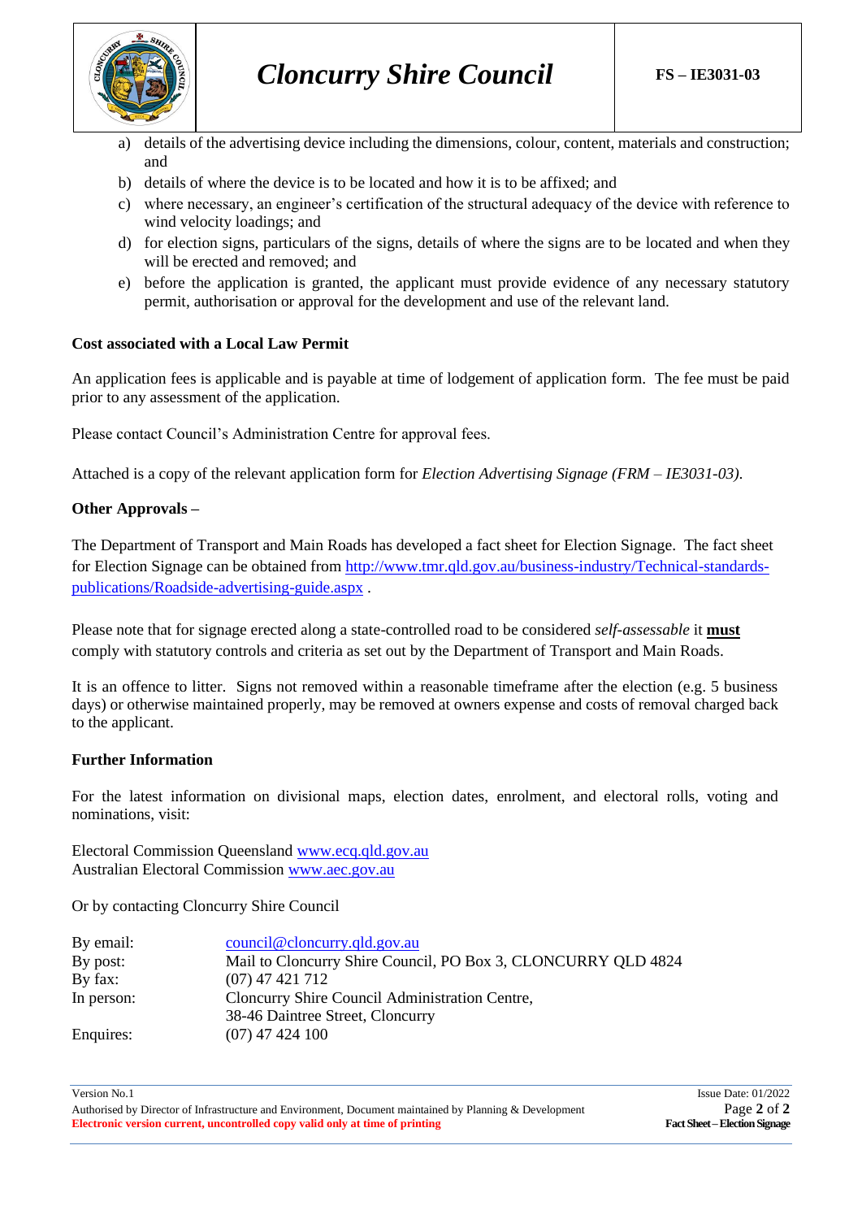a) details of the advertising device including the dimensions, colour, content, materials and construction; and
b) details of where the device is to be located and how it is to be affixed; and
c) where necessary, an engineer's certification of the structural adequacy of the device with reference to wind velocity loadings; and
d) for election signs, particulars of the signs, details of where the signs are to be located and when they will be erected and removed; and
e) before the application is granted, the applicant must provide evidence of any necessary statutory permit, authorisation or approval for the development and use of the relevant land.

**Cost associated with a Local Law Permit**

An application fees is applicable and is payable at time of lodgement of application form. The fee must be paid prior to any assessment of the application.

Please contact Council's Administration Centre for approval fees.

Attached is a copy of the relevant application form for *Election Advertising Signage (FRM – IE3031-03)*.

**Other Approvals –**

The Department of Transport and Main Roads has developed a fact sheet for Election Signage. The fact sheet for Election Signage can be obtained from [http://www.tmr.qld.gov.au/business-industry/Technical-standards-publications/Roadside-advertising-guide.aspx](http://www.tmr.qld.gov.au/business-industry/Technical-standards-publications/Roadside-advertising-guide.aspx) .

Please note that for signage erected along a state-controlled road to be considered *self-assessable* it **must** comply with statutory controls and criteria as set out by the Department of Transport and Main Roads.

It is an offence to litter. Signs not removed within a reasonable timeframe after the election (e.g. 5 business days) or otherwise maintained properly, may be removed at owners expense and costs of removal charged back to the applicant.

**Further Information**

For the latest information on divisional maps, election dates, enrolment, and electoral rolls, voting and nominations, visit:

Electoral Commission Queensland [www.ecq.qld.gov.au](http://www.ecq.qld.gov.au)
Australian Electoral Commission [www.aec.gov.au](http://www.aec.gov.au)

Or by contacting Cloncurry Shire Council

| | |
|---|---|
| By email: | council@cloncurry.qld.gov.au |
| By post: | Mail to Cloncurry Shire Council, PO Box 3, CLONCURRY QLD 4824 |
| By fax: | (07) 47 421 712 |
| In person: | Cloncurry Shire Council Administration Centre, 38-46 Daintree Street, Cloncurry |
| Enquires: | (07) 47 424 100 |